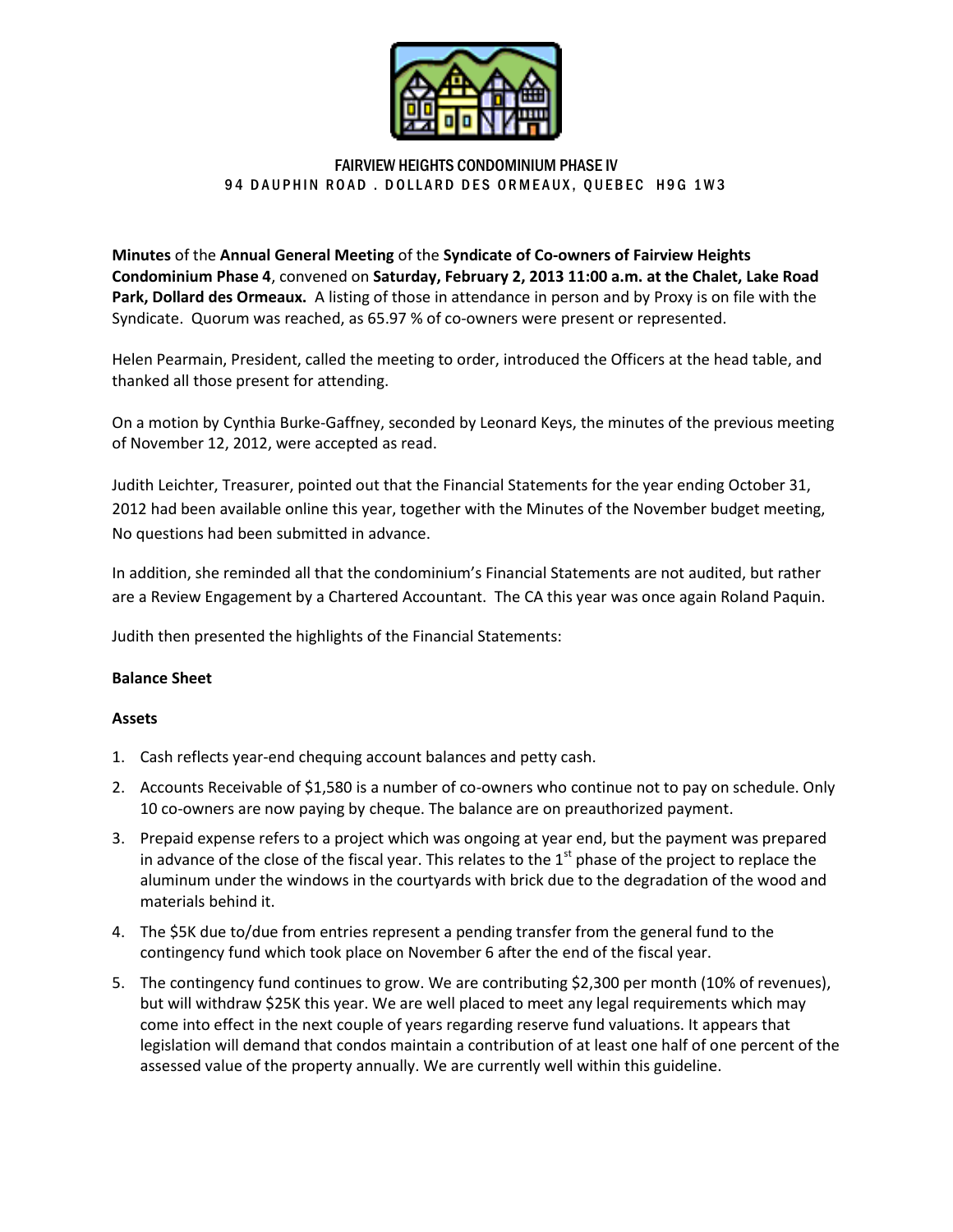FAIRVIEW HEIGHTS CONDOMINIUM PHASE IV
94 DAUPHIN ROAD . DOLLARD DES ORMEAUX, QUEBEC H9G 1W3

**Minutes** of the **Annual General Meeting** of the **Syndicate of Co-owners of Fairview Heights Condominium Phase 4**, convened on **Saturday, February 2, 2013 11:00 a.m. at the Chalet, Lake Road Park, Dollard des Ormeaux.** A listing of those in attendance in person and by Proxy is on file with the Syndicate. Quorum was reached, as 65.97 % of co-owners were present or represented.

Helen Pearmain, President, called the meeting to order, introduced the Officers at the head table, and thanked all those present for attending.

On a motion by Cynthia Burke-Gaffney, seconded by Leonard Keys, the minutes of the previous meeting of November 12, 2012, were accepted as read.

Judith Leichter, Treasurer, pointed out that the Financial Statements for the year ending October 31, 2012 had been available online this year, together with the Minutes of the November budget meeting, No questions had been submitted in advance.

In addition, she reminded all that the condominium's Financial Statements are not audited, but rather are a Review Engagement by a Chartered Accountant. The CA this year was once again Roland Paquin.

Judith then presented the highlights of the Financial Statements:

**Balance Sheet**

**Assets**

1. Cash reflects year-end chequing account balances and petty cash.
2. Accounts Receivable of $1,580 is a number of co-owners who continue not to pay on schedule. Only 10 co-owners are now paying by cheque. The balance are on preauthorized payment.
3. Prepaid expense refers to a project which was ongoing at year end, but the payment was prepared in advance of the close of the fiscal year. This relates to the 1st phase of the project to replace the aluminum under the windows in the courtyards with brick due to the degradation of the wood and materials behind it.
4. The $5K due to/due from entries represent a pending transfer from the general fund to the contingency fund which took place on November 6 after the end of the fiscal year.
5. The contingency fund continues to grow. We are contributing $2,300 per month (10% of revenues), but will withdraw $25K this year. We are well placed to meet any legal requirements which may come into effect in the next couple of years regarding reserve fund valuations. It appears that legislation will demand that condos maintain a contribution of at least one half of one percent of the assessed value of the property annually. We are currently well within this guideline.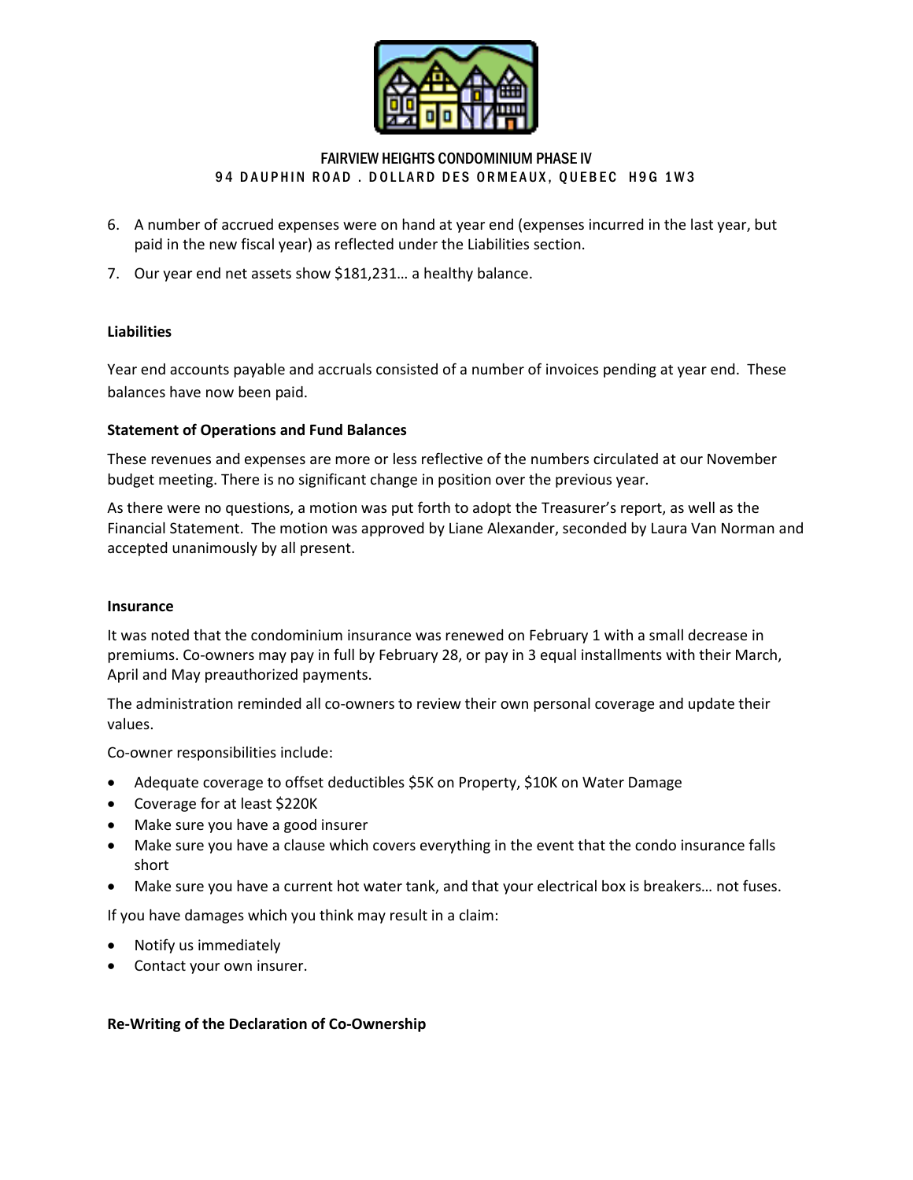6. A number of accrued expenses were on hand at year end (expenses incurred in the last year, but paid in the new fiscal year) as reflected under the Liabilities section.
7. Our year end net assets show $181,231… a healthy balance.

**Liabilities**

Year end accounts payable and accruals consisted of a number of invoices pending at year end. These balances have now been paid.

**Statement of Operations and Fund Balances**

These revenues and expenses are more or less reflective of the numbers circulated at our November budget meeting. There is no significant change in position over the previous year.

As there were no questions, a motion was put forth to adopt the Treasurer's report, as well as the Financial Statement. The motion was approved by Liane Alexander, seconded by Laura Van Norman and accepted unanimously by all present.

**Insurance**

It was noted that the condominium insurance was renewed on February 1 with a small decrease in premiums. Co-owners may pay in full by February 28, or pay in 3 equal installments with their March, April and May preauthorized payments.

The administration reminded all co-owners to review their own personal coverage and update their values.

Co-owner responsibilities include:

- Adequate coverage to offset deductibles $5K on Property, $10K on Water Damage
- Coverage for at least $220K
- Make sure you have a good insurer
- Make sure you have a clause which covers everything in the event that the condo insurance falls short
- Make sure you have a current hot water tank, and that your electrical box is breakers… not fuses.

If you have damages which you think may result in a claim:

- Notify us immediately
- Contact your own insurer.

**Re-Writing of the Declaration of Co-Ownership**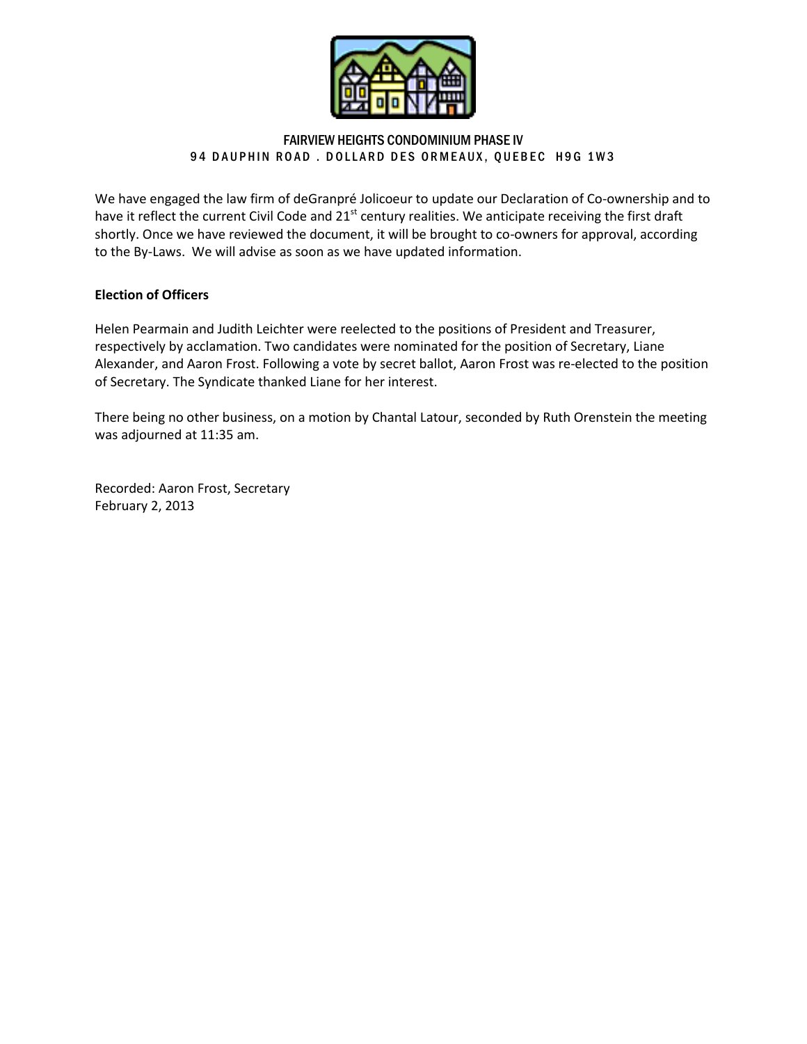FAIRVIEW HEIGHTS CONDOMINIUM PHASE IV
94 DAUPHIN ROAD . DOLLARD DES ORMEAUX, QUEBEC H9G 1W3

We have engaged the law firm of deGranpré Jolicoeur to update our Declaration of Co-ownership and to have it reflect the current Civil Code and 21st century realities. We anticipate receiving the first draft shortly. Once we have reviewed the document, it will be brought to co-owners for approval, according to the By-Laws. We will advise as soon as we have updated information.

**Election of Officers**

Helen Pearmain and Judith Leichter were reelected to the positions of President and Treasurer, respectively by acclamation. Two candidates were nominated for the position of Secretary, Liane Alexander, and Aaron Frost. Following a vote by secret ballot, Aaron Frost was re-elected to the position of Secretary. The Syndicate thanked Liane for her interest.

There being no other business, on a motion by Chantal Latour, seconded by Ruth Orenstein the meeting was adjourned at 11:35 am.

Recorded: Aaron Frost, Secretary
February 2, 2013